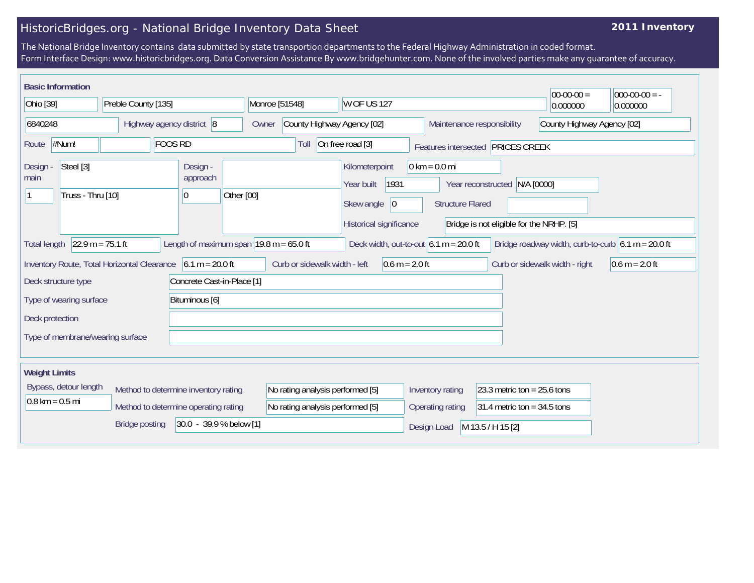# HistoricBridges.org - National Bridge Inventory Data Sheet

**2011 Inventory**

The National Bridge Inventory contains data submitted by state transportion departments to the Federal Highway Administration in coded format.
Form Interface Design: www.historicbridges.org. Data Conversion Assistance By www.bridgehunter.com. None of the involved parties make any guarantee of accuracy.

## Basic Information

| | |
|---|---|
| State | Ohio [39] |
| County | Preble County [135] |
| Place | Monroe [51548] |
| Location | W OF US 127 |
| Latitude | 00-00-00 = 0.000000 |
| Longitude | 000-00-00 = - 0.000000 |
| Structure number | 6840248 |
| Highway agency district | 8 |
| Owner | County Highway Agency [02] |
| Maintenance responsibility | County Highway Agency [02] |
| Route | #Num! |
| Facility carried | FOOS RD |
| Toll | On free road [3] |
| Features intersected | PRICES CREEK |
| Design - main | Steel [3] |
| | 1 — Truss - Thru [10] |
| Design - approach | |
| | 0 — Other [00] |
| Kilometerpoint | 0 km = 0.0 mi |
| Year built | 1931 |
| Year reconstructed | N/A [0000] |
| Skew angle | 0 |
| Structure Flared | |
| Historical significance | Bridge is not eligible for the NRHP. [5] |
| Total length | 22.9 m = 75.1 ft |
| Length of maximum span | 19.8 m = 65.0 ft |
| Deck width, out-to-out | 6.1 m = 20.0 ft |
| Bridge roadway width, curb-to-curb | 6.1 m = 20.0 ft |
| Inventory Route, Total Horizontal Clearance | 6.1 m = 20.0 ft |
| Curb or sidewalk width - left | 0.6 m = 2.0 ft |
| Curb or sidewalk width - right | 0.6 m = 2.0 ft |
| Deck structure type | Concrete Cast-in-Place [1] |
| Type of wearing surface | Bituminous [6] |
| Deck protection | |
| Type of membrane/wearing surface | |

## Weight Limits

| | |
|---|---|
| Bypass, detour length | 0.8 km = 0.5 mi |
| Method to determine inventory rating | No rating analysis performed [5] |
| Method to determine operating rating | No rating analysis performed [5] |
| Bridge posting | 30.0 - 39.9 % below [1] |
| Inventory rating | 23.3 metric ton = 25.6 tons |
| Operating rating | 31.4 metric ton = 34.5 tons |
| Design Load | M 13.5 / H 15 [2] |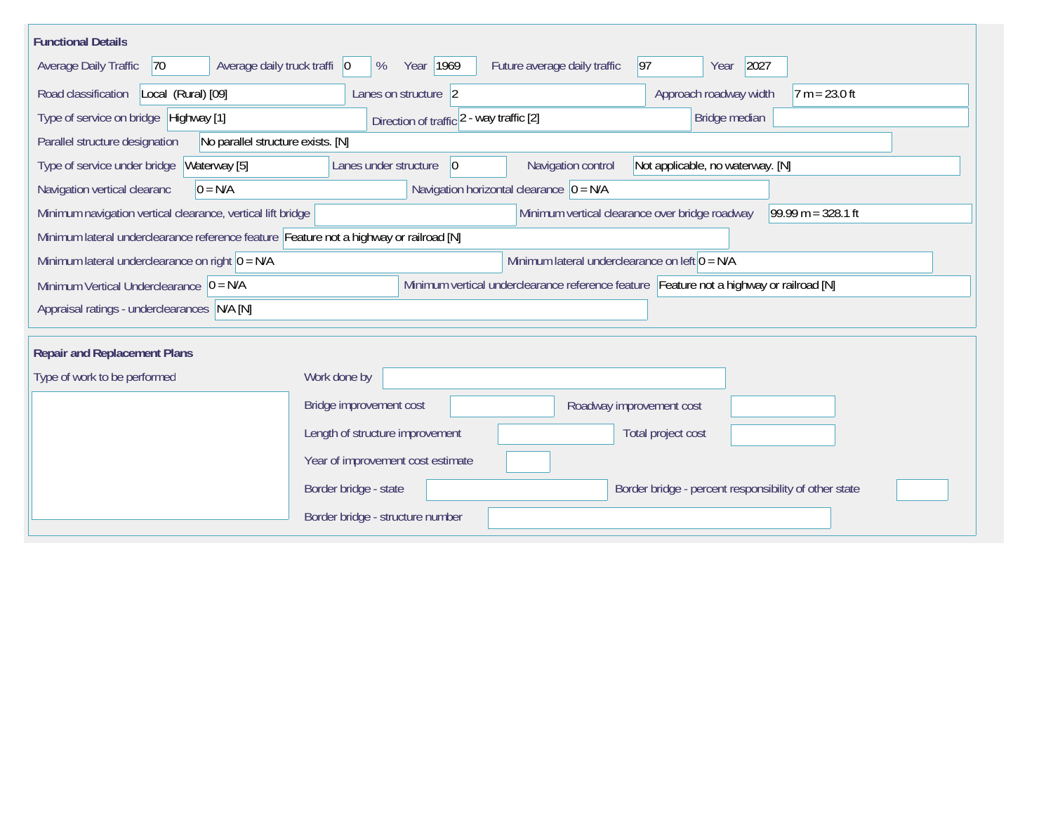## Functional Details

| Field | Value |
|---|---|
| Average Daily Traffic | 70 |
| Average daily truck traffi | 0 % |
| Year | 1969 |
| Future average daily traffic | 97 |
| Year | 2027 |
| Road classification | Local (Rural) [09] |
| Lanes on structure | 2 |
| Approach roadway width | 7 m = 23.0 ft |
| Type of service on bridge | Highway [1] |
| Direction of traffic | 2 - way traffic [2] |
| Bridge median | |
| Parallel structure designation | No parallel structure exists. [N] |
| Type of service under bridge | Waterway [5] |
| Lanes under structure | 0 |
| Navigation control | Not applicable, no waterway. [N] |
| Navigation vertical clearanc | 0 = N/A |
| Navigation horizontal clearance | 0 = N/A |
| Minimum navigation vertical clearance, vertical lift bridge | |
| Minimum vertical clearance over bridge roadway | 99.99 m = 328.1 ft |
| Minimum lateral underclearance reference feature | Feature not a highway or railroad [N] |
| Minimum lateral underclearance on right | 0 = N/A |
| Minimum lateral underclearance on left | 0 = N/A |
| Minimum Vertical Underclearance | 0 = N/A |
| Minimum vertical underclearance reference feature | Feature not a highway or railroad [N] |
| Appraisal ratings - underclearances | N/A [N] |

## Repair and Replacement Plans

| Field | Value |
|---|---|
| Type of work to be performed | |
| Work done by | |
| Bridge improvement cost | |
| Roadway improvement cost | |
| Length of structure improvement | |
| Total project cost | |
| Year of improvement cost estimate | |
| Border bridge - state | |
| Border bridge - percent responsibility of other state | |
| Border bridge - structure number | |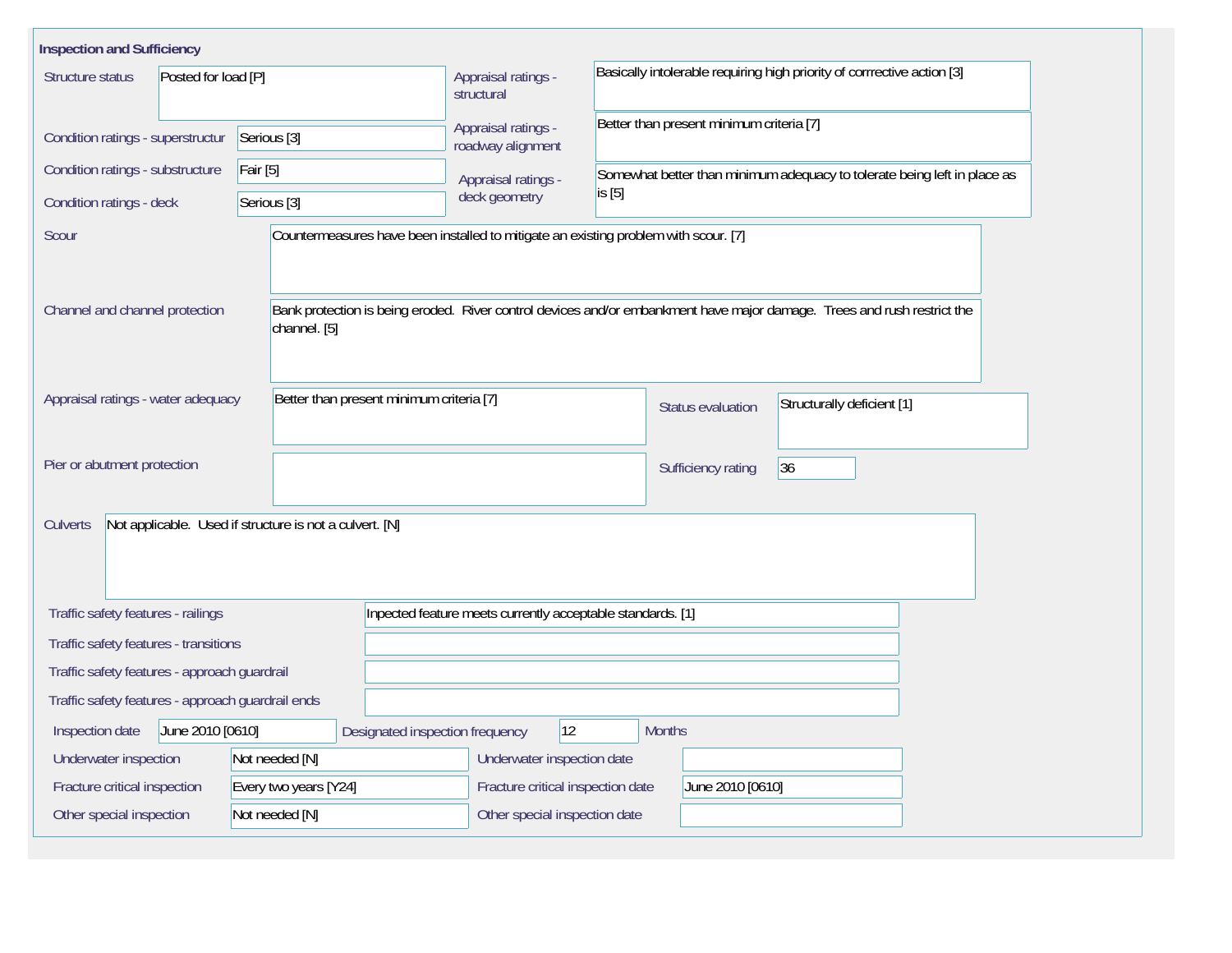## Inspection and Sufficiency

| Field | Value |
|---|---|
| Structure status | Posted for load [P] |
| Condition ratings - superstructur | Serious [3] |
| Condition ratings - substructure | Fair [5] |
| Condition ratings - deck | Serious [3] |
| Appraisal ratings - structural | Basically intolerable requiring high priority of corrrective action [3] |
| Appraisal ratings - roadway alignment | Better than present minimum criteria [7] |
| Appraisal ratings - deck geometry | Somewhat better than minimum adequacy to tolerate being left in place as is [5] |
| Scour | Countermeasures have been installed to mitigate an existing problem with scour. [7] |
| Channel and channel protection | Bank protection is being eroded. River control devices and/or embankment have major damage. Trees and rush restrict the channel. [5] |
| Appraisal ratings - water adequacy | Better than present minimum criteria [7] |
| Status evaluation | Structurally deficient [1] |
| Pier or abutment protection | |
| Sufficiency rating | 36 |
| Culverts | Not applicable. Used if structure is not a culvert. [N] |
| Traffic safety features - railings | Inpected feature meets currently acceptable standards. [1] |
| Traffic safety features - transitions | |
| Traffic safety features - approach guardrail | |
| Traffic safety features - approach guardrail ends | |
| Inspection date | June 2010 [0610] |
| Designated inspection frequency | 12 Months |
| Underwater inspection | Not needed [N] |
| Underwater inspection date | |
| Fracture critical inspection | Every two years [Y24] |
| Fracture critical inspection date | June 2010 [0610] |
| Other special inspection | Not needed [N] |
| Other special inspection date | |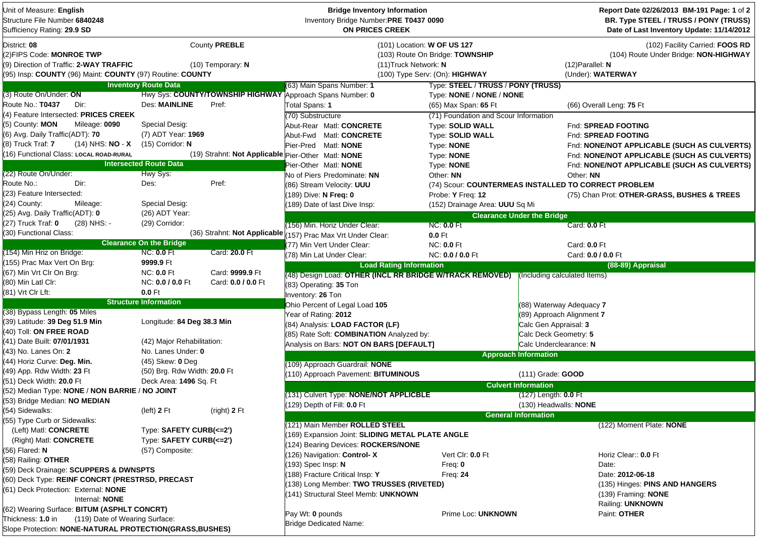Unit of Measure: **English**
Structure File Number **6840248**
Sufficiency Rating: **29.9 SD**

**Bridge Inventory Information**
Inventory Bridge Number: **PRE T0437 0090**
**ON PRICES CREEK**

**Report Date 02/26/2013 BM-191**
**BR. Type STEEL / TRUSS / PONY (TRUSS)**
**Date of Last Inventory Update: 11/14/2012**

District: **08** | County **PREBLE** | (101) Location: **W OF US 127** | (102) Facility Carried: **FOOS RD**
(2)FIPS Code: **MONROE TWP** | (103) Route On Bridge: **TOWNSHIP** | (104) Route Under Bridge: **NON-HIGHWAY**
(9) Direction of Traffic: **2-WAY TRAFFIC** | (10) Temporary: **N** | (11)Truck Network: **N** | (12)Parallel: **N**
(95) Insp: **COUNTY** (96) Maint: **COUNTY** (97) Routine: **COUNTY** | (100) Type Serv: (On): **HIGHWAY** | (Under): **WATERWAY**

## Inventory Route Data

(3) Route On/Under: **ON** | Hwy Sys: **COUNTY/TOWNSHIP HIGHWAY**
Route No.: **T0437** | Dir: | Des: **MAINLINE** | Pref:
(4) Feature Intersected: **PRICES CREEK**
(5) County: **MON** | Mileage: **0090** | Special Desig:
(6) Avg. Daily Traffic(ADT): **70** | (7) ADT Year: **1969**
(8) Truck Traf: **7** | (14) NHS: **NO - X** | (15) Corridor: **N**
(16) Functional Class: **LOCAL ROAD-RURAL** | (19) Strahnt: **Not Applicable**

## Intersected Route Data

(22) Route On/Under: | Hwy Sys:
Route No.: | Dir: | Des: | Pref:
(23) Feature Intersected:
(24) County: | Mileage: | Special Desig:
(25) Avg. Daily Traffic(ADT): **0** | (26) ADT Year:
(27) Truck Traf: **0** | (28) NHS: **-** | (29) Corridor:
(30) Functional Class: | (36) Strahnt: **Not Applicable**

## Clearance On the Bridge

(154) Min Hriz on Bridge: | NC: **0.0** Ft | Card: **20.0** Ft
(155) Prac Max Vert On Brg: | **9999.9** Ft
(67) Min Vrt Clr On Brg: | NC: **0.0** Ft | Card: **9999.9** Ft
(80) Min Latl Clr: | NC: **0.0 / 0.0** Ft | Card: **0.0 / 0.0** Ft
(81) Vrt Clr Lft: | **0.0** Ft

## Structure Information

(38) Bypass Length: **05** Miles
(39) Latitude: **39 Deg 51.9 Min** | Longitude: **84 Deg 38.3 Min**
(40) Toll: **ON FREE ROAD**
(41) Date Built: **07/01/1931** | (42) Major Rehabilitation:
(43) No. Lanes On: **2** | No. Lanes Under: **0**
(44) Horiz Curve: **Deg. Min.** | (45) Skew: **0** Deg
(49) App. Rdw Width: **23** Ft | (50) Brg. Rdw Width: **20.0** Ft
(51) Deck Width: **20.0** Ft | Deck Area: **1496** Sq. Ft
(52) Median Type: **NONE** / **NON BARRIE** / **NO JOINT**
(53) Bridge Median: **NO MEDIAN**
(54) Sidewalks: | (left) **2** Ft | (right) **2** Ft
(55) Type Curb or Sidewalks:
(Left) Matl: **CONCRETE** | Type: **SAFETY CURB(<=2')**
(Right) Matl: **CONCRETE** | Type: **SAFETY CURB(<=2')**
(56) Flared: **N** | (57) Composite:
(58) Railing: **OTHER**
(59) Deck Drainage: **SCUPPERS & DWNSPTS**
(60) Deck Type: **REINF CONCRT (PRESTRSD, PRECAST**
(61) Deck Protection: External: **NONE**
Internal: **NONE**
(62) Wearing Surface: **BITUM (ASPHLT CONCRT)**
Thickness: **1.0** in | (119) Date of Wearing Surface:
Slope Protection: **NONE-NATURAL PROTECTION(GRASS,BUSHES)**

---

(63) Main Spans Number: **1** | Type: **STEEL / TRUSS / PONY (TRUSS)**
Approach Spans Number: **0** | Type: **NONE / NONE / NONE**
Total Spans: **1** | (65) Max Span: **65** Ft | (66) Overall Leng: **75** Ft

| (70) Substructure | (71) Foundation and Scour Information | |
|---|---|---|
| Abut-Rear Matl: **CONCRETE** | Type: **SOLID WALL** | Fnd: **SPREAD FOOTING** |
| Abut-Fwd Matl: **CONCRETE** | Type: **SOLID WALL** | Fnd: **SPREAD FOOTING** |
| Pier-Pred Matl: **NONE** | Type: **NONE** | Fnd: **NONE/NOT APPLICABLE (SUCH AS CULVERTS)** |
| Pier-Other Matl: **NONE** | Type: **NONE** | Fnd: **NONE/NOT APPLICABLE (SUCH AS CULVERTS)** |
| Pier-Other Matl: **NONE** | Type: **NONE** | Fnd: **NONE/NOT APPLICABLE (SUCH AS CULVERTS)** |
| No of Piers Predominate: **NN** | Other: **NN** | Other: **NN** |

(86) Stream Velocity: **UUU** | (74) Scour: **COUNTERMEAS INSTALLED TO CORRECT PROBLEM**
(189) Dive: **N** Freq: **0** | Probe: **Y** Freq: **12** | (75) Chan Prot: **OTHER-GRASS, BUSHES & TREES**
(189) Date of last Dive Insp: | (152) Drainage Area: **UUU** Sq Mi

## Clearance Under the Bridge

(156) Min. Horiz Under Clear: | NC: **0.0** Ft | Card: **0.0** Ft
(157) Prac Max Vrt Under Clear: | **0.0** Ft
(77) Min Vert Under Clear: | NC: **0.0** Ft | Card: **0.0** Ft
(78) Min Lat Under Clear: | NC: **0.0 / 0.0** Ft | Card: **0.0 / 0.0** Ft

## Load Rating Information

(48) Design Load: **OTHER (INCL RR BRIDGE W/TRACK REMOVED)**
(83) Operating: **35** Ton
Inventory: **26** Ton
Ohio Percent of Legal Load **105**
Year of Rating: **2012**
(84) Analysis: **LOAD FACTOR (LF)**
(85) Rate Soft: **COMBINATION** Analyzed by:
Analysis on Bars: **NOT ON BARS [DEFAULT]**

## (88-89) Appraisal

(Including calculated Items)
(88) Waterway Adequacy **7**
(89) Approach Alignment **7**
Calc Gen Appraisal: **3**
Calc Deck Geometry: **5**
Calc Underclearance: **N**

## Approach Information

(109) Approach Guardrail: **NONE**
(110) Approach Pavement: **BITUMINOUS** | (111) Grade: **GOOD**

## Culvert Information

(131) Culvert Type: **NONE/NOT APPLICBLE** | (127) Length: **0.0** Ft
(129) Depth of Fill: **0.0** Ft | (130) Headwalls: **NONE**

## General Information

(121) Main Member **ROLLED STEEL** | (122) Moment Plate: **NONE**
(169) Expansion Joint: **SLIDING METAL PLATE ANGLE**
(124) Bearing Devices: **ROCKERS/NONE**
(126) Navigation: **Control- X** | Vert Clr: **0.0** Ft | Horiz Clear:: **0.0** Ft
(193) Spec Insp: **N** | Freq: **0** | Date:
(188) Fracture Critical Insp: **Y** | Freq: **24** | Date: **2012-06-18**
(138) Long Member: **TWO TRUSSES (RIVETED)** | (135) Hinges: **PINS AND HANGERS**
(141) Structural Steel Memb: **UNKNOWN** | (139) Framing: **NONE**
Railing: **UNKNOWN**
Pay Wt: **0** pounds | Prime Loc: **UNKNOWN** | Paint: **OTHER**
Bridge Dedicated Name: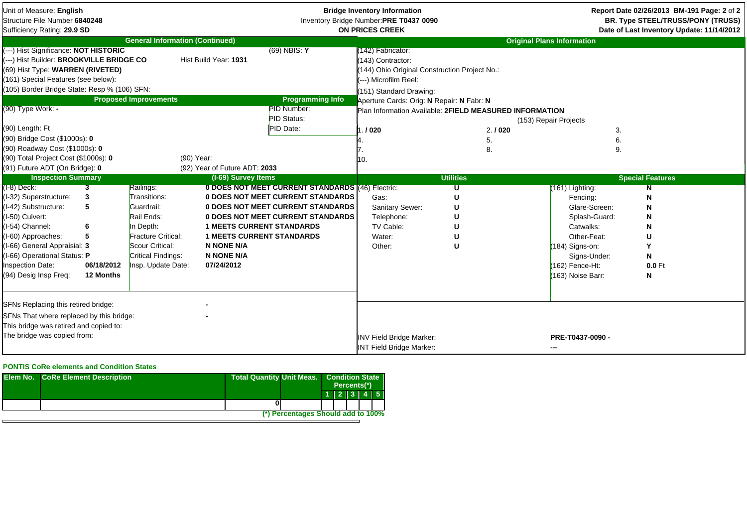Unit of Measure: **English**
Structure File Number **6840248**
Sufficiency Rating: **29.9 SD**

**Bridge Inventory Information**
Inventory Bridge Number: **PRE T0437 0090**
**ON PRICES CREEK**

**Report Date 02/26/2013 BM-191**
**BR. Type STEEL/TRUSS/PONY (TRUSS)**
**Date of Last Inventory Update: 11/14/2012**

## General Information (Continued)

(---) Hist Significance: **NOT HISTORIC** — (69) NBIS: **Y**
(---) Hist Builder: **BROOKVILLE BRIDGE CO** — Hist Build Year: **1931**
(69) Hist Type: **WARREN (RIVETED)**
(161) Special Features (see below):
(105) Border Bridge State: Resp % (106) SFN:

## Proposed Improvements

(90) Type Work: **-**
(90) Length: Ft
(90) Bridge Cost ($1000s): **0**
(90) Roadway Cost ($1000s): **0**
(90) Total Project Cost ($1000s): **0** — (90) Year:
(91) Future ADT (On Bridge): **0** — (92) Year of Future ADT: **2033**

## Programming Info

PID Number:
PID Status:
PID Date:

## Original Plans Information

(142) Fabricator:
(143) Contractor:
(144) Ohio Original Construction Project No.:
(---) Microfilm Reel:
(151) Standard Drawing:
Aperture Cards: Orig: **N** Repair: **N** Fabr: **N**
Plan Information Available: **2FIELD MEASURED INFORMATION**

(153) Repair Projects

| | | |
|---|---|---|
| 1. **/ 020** | 2. **/ 020** | 3. |
| 4. | 5. | 6. |
| 7. | 8. | 9. |
| 10. | | |

## Inspection Summary / (I-69) Survey Items

| | | | |
|---|---|---|---|
| (I-8) Deck: | **3** | Railings: | **0 DOES NOT MEET CURRENT STANDARDS** |
| (I-32) Superstructure: | **3** | Transitions: | **0 DOES NOT MEET CURRENT STANDARDS** |
| (I-42) Substructure: | **5** | Guardrail: | **0 DOES NOT MEET CURRENT STANDARDS** |
| (I-50) Culvert: | | Rail Ends: | **0 DOES NOT MEET CURRENT STANDARDS** |
| (I-54) Channel: | **6** | In Depth: | **1 MEETS CURRENT STANDARDS** |
| (I-60) Approaches: | **5** | Fracture Critical: | **1 MEETS CURRENT STANDARDS** |
| (I-66) General Appraisal: | **3** | Scour Critical: | **N NONE N/A** |
| (I-66) Operational Status: | **P** | Critical Findings: | **N NONE N/A** |
| Inspection Date: | **06/18/2012** | Insp. Update Date: | **07/24/2012** |
| (94) Desig Insp Freq: | **12 Months** | | |

## Utilities

| | |
|---|---|
| (46) Electric: | **U** |
| Gas: | **U** |
| Sanitary Sewer: | **U** |
| Telephone: | **U** |
| TV Cable: | **U** |
| Water: | **U** |
| Other: | **U** |

## Special Features

| | |
|---|---|
| (161) Lighting: | **N** |
| Fencing: | **N** |
| Glare-Screen: | **N** |
| Splash-Guard: | **N** |
| Catwalks: | **N** |
| Other-Feat: | **U** |
| (184) Signs-on: | **Y** |
| Signs-Under: | **N** |
| (162) Fence-Ht: | **0.0** Ft |
| (163) Noise Barr: | **N** |

SFNs Replacing this retired bridge: **-**
SFNs That where replaced by this bridge: **-**
This bridge was retired and copied to:
The bridge was copied from:

INV Field Bridge Marker: **PRE-T0437-0090 -**
INT Field Bridge Marker: **---**

### PONTIS CoRe elements and Condition States

| Elem No. | CoRe Element Description | Total Quantity | Unit Meas. | Condition State Percents(*) 1 | 2 | 3 | 4 | 5 |
|---|---|---|---|---|---|---|---|---|
| | | 0 | | | | | | |

(*) Percentages Should add to 100%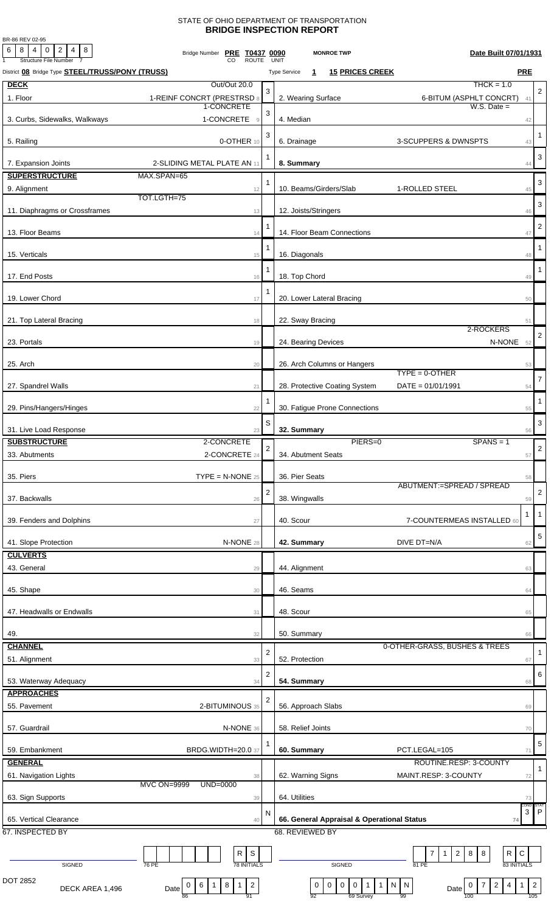BR-86 REV 02-95

# STATE OF OHIO DEPARTMENT OF TRANSPORTATION
## BRIDGE INSPECTION REPORT

| 6 | 8 | 4 | 0 | 2 | 4 | 8 |
|---|---|---|---|---|---|---|

1 Structure File Number 7

Bridge Number **PRE T0437 0090** (CO ROUTE UNIT) **MONROE TWP** **Date Built 07/01/1931**

District **08** Bridge Type **STEEL/TRUSS/PONY (TRUSS)** Type Service **1** **15 PRICES CREEK** **PRE**

| Item | Description | Rating | Item | Description | Rating |
|---|---|---|---|---|---|
| **DECK** | Out/Out 20.0 | | | THCK = 1.0 | |
| 1. Floor | 1-REINF CONCRT (PRESTRSD 8 | 3 | 2. Wearing Surface | 6-BITUM (ASPHLT CONCRT) 41 | 2 |
| 3. Curbs, Sidewalks, Walkways | 1-CONCRETE / 1-CONCRETE 9 | 3 | 4. Median | W.S. Date = 42 | |
| 5. Railing | 0-OTHER 10 | 3 | 6. Drainage | 3-SCUPPERS & DWNSPTS 43 | 1 |
| 7. Expansion Joints | 2-SLIDING METAL PLATE AN 11 | 1 | **8. Summary** | 44 | 3 |
| **SUPERSTRUCTURE** | MAX.SPAN=65 | | | | |
| 9. Alignment | 12 | 1 | 10. Beams/Girders/Slab | 1-ROLLED STEEL 45 | 3 |
| 11. Diaphragms or Crossframes | TOT.LGTH=75 13 | | 12. Joists/Stringers | 46 | 3 |
| 13. Floor Beams | 14 | 1 | 14. Floor Beam Connections | 47 | 2 |
| 15. Verticals | 15 | 1 | 16. Diagonals | 48 | 1 |
| 17. End Posts | 16 | 1 | 18. Top Chord | 49 | 1 |
| 19. Lower Chord | 17 | 1 | 20. Lower Lateral Bracing | 50 | |
| 21. Top Lateral Bracing | 18 | | 22. Sway Bracing | 51 | |
| 23. Portals | 19 | | 24. Bearing Devices | 2-ROCKERS / N-NONE 52 | 2 |
| 25. Arch | 20 | | 26. Arch Columns or Hangers | 53 | |
| 27. Spandrel Walls | 21 | | 28. Protective Coating System | TYPE = 0-OTHER / DATE = 01/01/1991 54 | 7 |
| 29. Pins/Hangers/Hinges | 22 | 1 | 30. Fatigue Prone Connections | 55 | 1 |
| 31. Live Load Response | 23 | S | **32. Summary** | 56 | 3 |
| **SUBSTRUCTURE** | 2-CONCRETE | | | PIERS=0 SPANS = 1 | |
| 33. Abutments | 2-CONCRETE 24 | 2 | 34. Abutment Seats | 57 | 2 |
| 35. Piers | TYPE = N-NONE 25 | | 36. Pier Seats | 58 | |
| 37. Backwalls | 26 | 2 | 38. Wingwalls | ABUTMENT:=SPREAD / SPREAD 59 | 2 |
| 39. Fenders and Dolphins | 27 | | 40. Scour | 1 7-COUNTERMEAS INSTALLED 60 | 1 |
| 41. Slope Protection | N-NONE 28 | | **42. Summary** | DIVE DT=N/A 62 | 5 |
| **CULVERTS** | | | | | |
| 43. General | 29 | | 44. Alignment | 63 | |
| 45. Shape | 30 | | 46. Seams | 64 | |
| 47. Headwalls or Endwalls | 31 | | 48. Scour | 65 | |
| 49. | 32 | | 50. Summary | 66 | |
| **CHANNEL** | | | | | |
| 51. Alignment | 33 | 2 | 52. Protection | 0-OTHER-GRASS, BUSHES & TREES 67 | 1 |
| 53. Waterway Adequacy | 34 | 2 | **54. Summary** | 68 | 6 |
| **APPROACHES** | | | | | |
| 55. Pavement | 2-BITUMINOUS 35 | 2 | 56. Approach Slabs | 69 | |
| 57. Guardrail | N-NONE 36 | | 58. Relief Joints | 70 | |
| 59. Embankment | BRDG.WIDTH=20.0 37 | 1 | **60. Summary** | PCT.LEGAL=105 71 | 5 |
| **GENERAL** | | | | | |
| 61. Navigation Lights | 38 | | 62. Warning Signs | ROUTINE.RESP: 3-COUNTY / MAINT.RESP: 3-COUNTY 72 | 1 |
| 63. Sign Supports | MVC ON=9999 UND=0000 39 | | 64. Utilities | 73 | |
| 65. Vertical Clearance | 40 | N | **66. General Appraisal & Operational Status** | 74 | COND 3 / STAT P |

| 67. INSPECTED BY | | | 68. REVIEWED BY | | |
|---|---|---|---|---|---|
| SIGNED | 76 PE | 78 INITIALS: R S | SIGNED | 81 PE: 7 1 2 8 8 | 83 INITIALS: R C |

DOT 2852 DECK AREA 1,496

Date 0 6 1 8 1 2 (86–91) | 0 0 0 0 1 1 (92) 69 Survey N N (99) | Date 0 7 2 4 1 2 (100–105)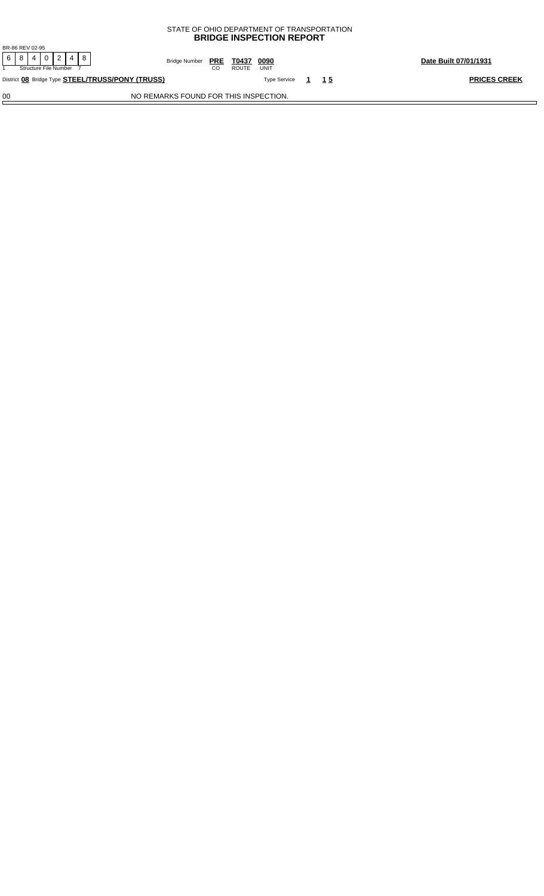STATE OF OHIO DEPARTMENT OF TRANSPORTATION
**BRIDGE INSPECTION REPORT**

BR-86 REV 02-95

| 6 | 8 | 4 | 0 | 2 | 4 | 8 |
|---|---|---|---|---|---|---|

1 Structure File Number 7

Bridge Number **PRE** (CO) **T0437** (ROUTE) **0090** (UNIT)

**Date Built 07/01/1931**

District **08** Bridge Type **STEEL/TRUSS/PONY (TRUSS)**

Type Service **1** **1 5**

**PRICES CREEK**

00 NO REMARKS FOUND FOR THIS INSPECTION.